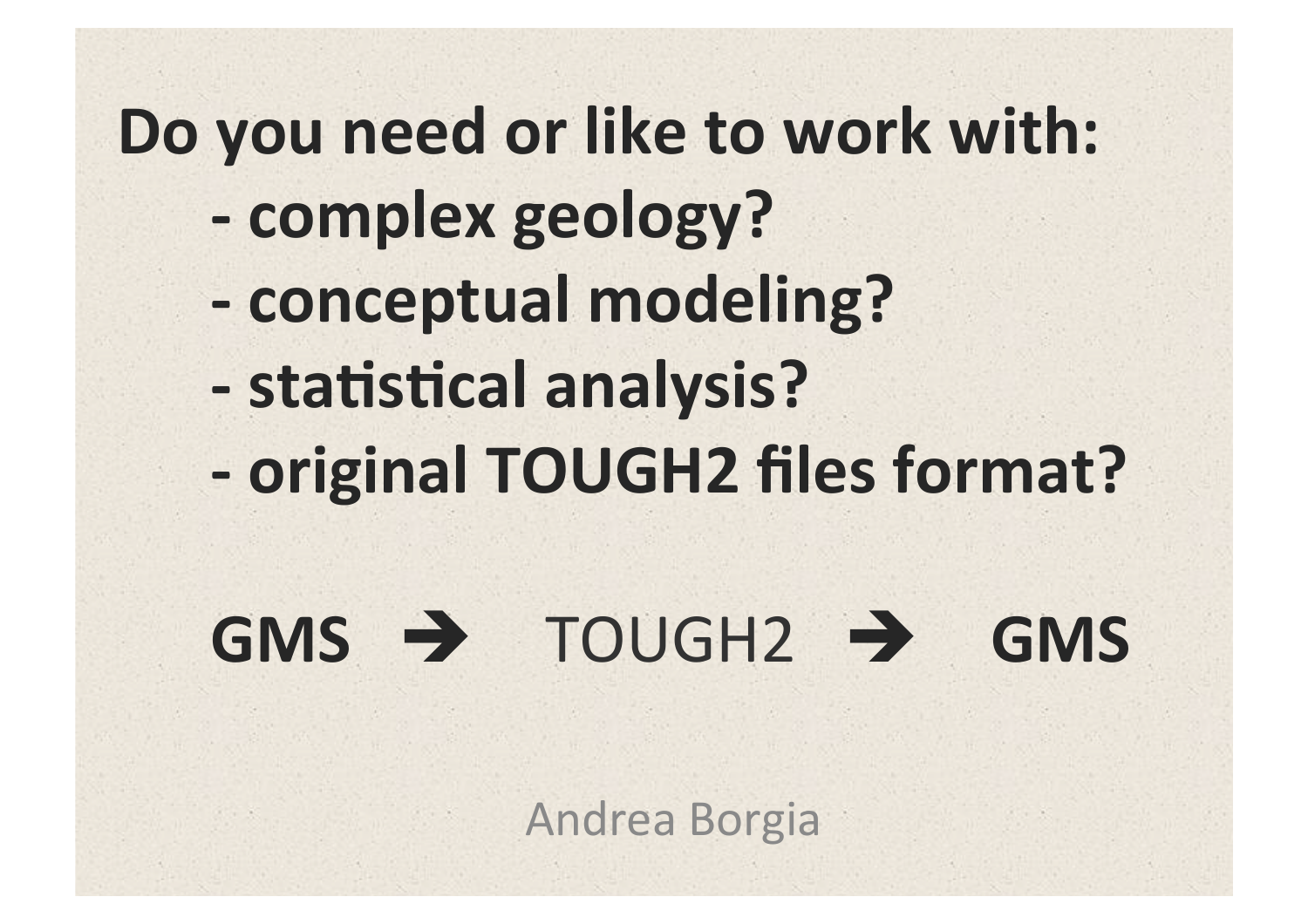# Do you need or like to work with:

- complex geology?
- conceptual modeling?
- statistical analysis?
- original TOUGH2 files format?

**GMS ➔** TOUGH2 **➔ GMS**

Andrea Borgia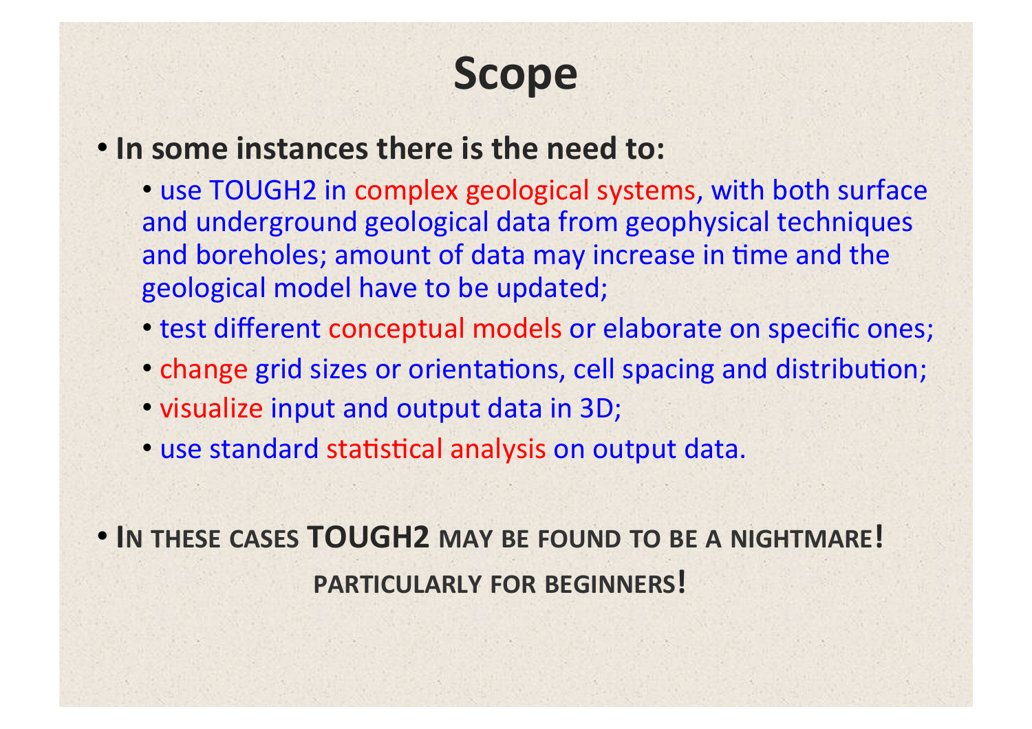# Scope

- **In some instances there is the need to:**
  - use TOUGH2 in complex geological systems, with both surface and underground geological data from geophysical techniques and boreholes; amount of data may increase in time and the geological model have to be updated;
  - test different conceptual models or elaborate on specific ones;
  - change grid sizes or orientations, cell spacing and distribution;
  - visualize input and output data in 3D;
  - use standard statistical analysis on output data.

- **IN THESE CASES TOUGH2 MAY BE FOUND TO BE A NIGHTMARE!**

  **PARTICULARLY FOR BEGINNERS!**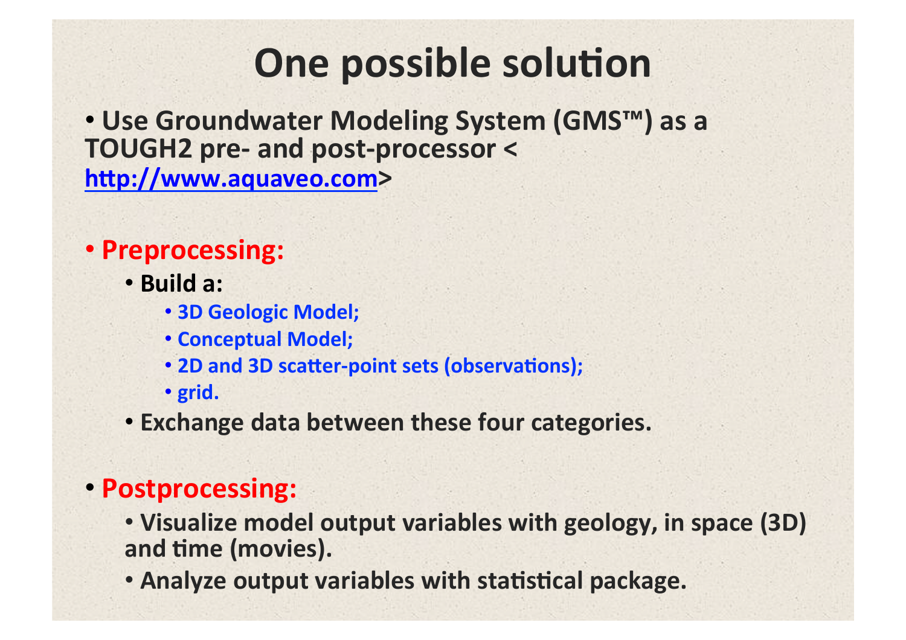# One possible solution

- Use Groundwater Modeling System (GMS™) as a TOUGH2 pre- and post-processor <[http://www.aquaveo.com](http://www.aquaveo.com)>

- **Preprocessing:**
  - Build a:
    - 3D Geologic Model;
    - Conceptual Model;
    - 2D and 3D scatter-point sets (observations);
    - grid.
  - Exchange data between these four categories.

- **Postprocessing:**
  - Visualize model output variables with geology, in space (3D) and time (movies).
  - Analyze output variables with statistical package.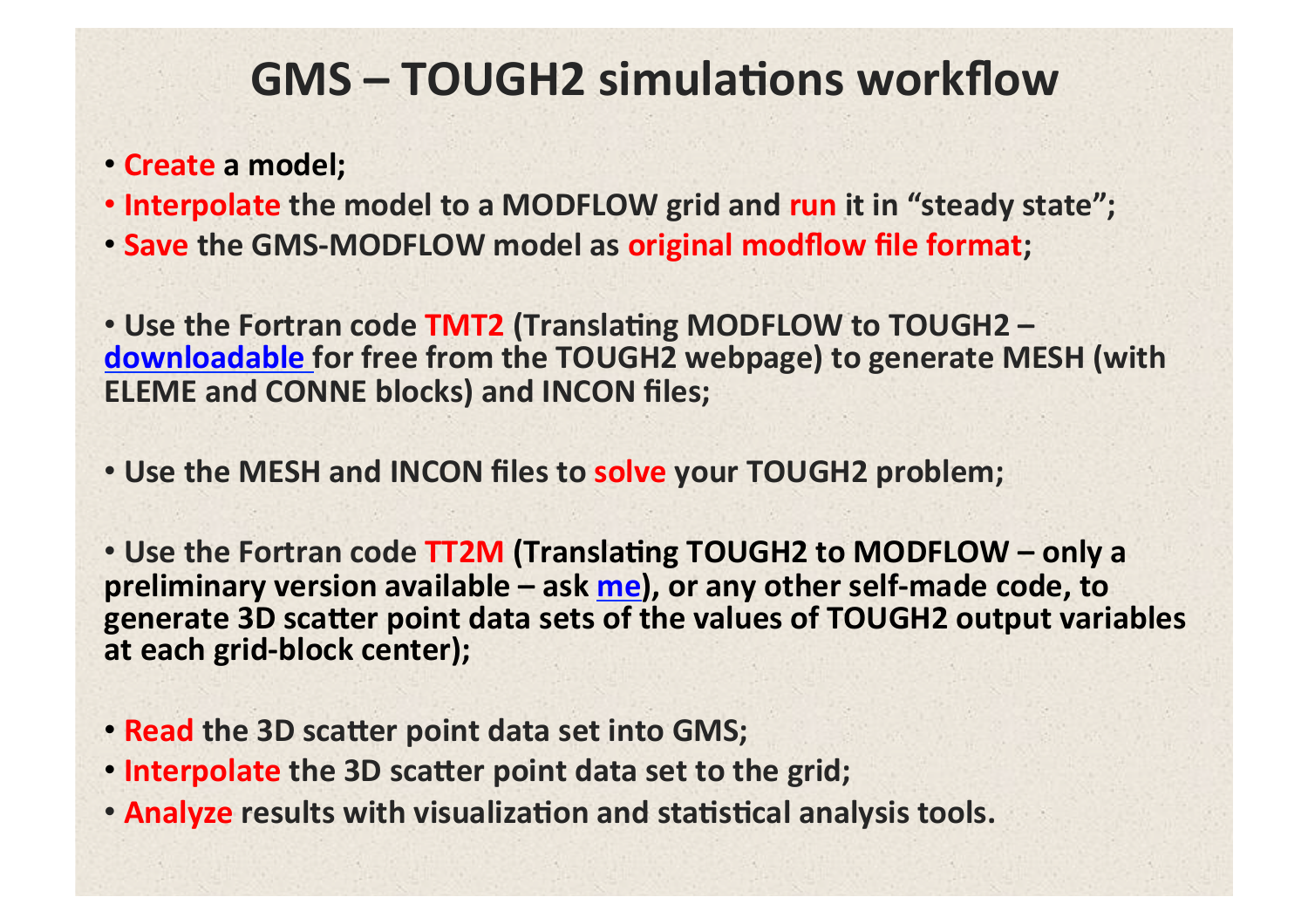# GMS – TOUGH2 simulations workflow

- **Create a model;**
- **Interpolate the model to a MODFLOW grid and run it in "steady state";**
- **Save the GMS-MODFLOW model as original modflow file format;**

- **Use the Fortran code TMT2 (Translating MODFLOW to TOUGH2 – downloadable for free from the TOUGH2 webpage) to generate MESH (with ELEME and CONNE blocks) and INCON files;**

- **Use the MESH and INCON files to solve your TOUGH2 problem;**

- **Use the Fortran code TT2M (Translating TOUGH2 to MODFLOW – only a preliminary version available – ask me), or any other self-made code, to generate 3D scatter point data sets of the values of TOUGH2 output variables at each grid-block center);**

- **Read the 3D scatter point data set into GMS;**
- **Interpolate the 3D scatter point data set to the grid;**
- **Analyze results with visualization and statistical analysis tools.**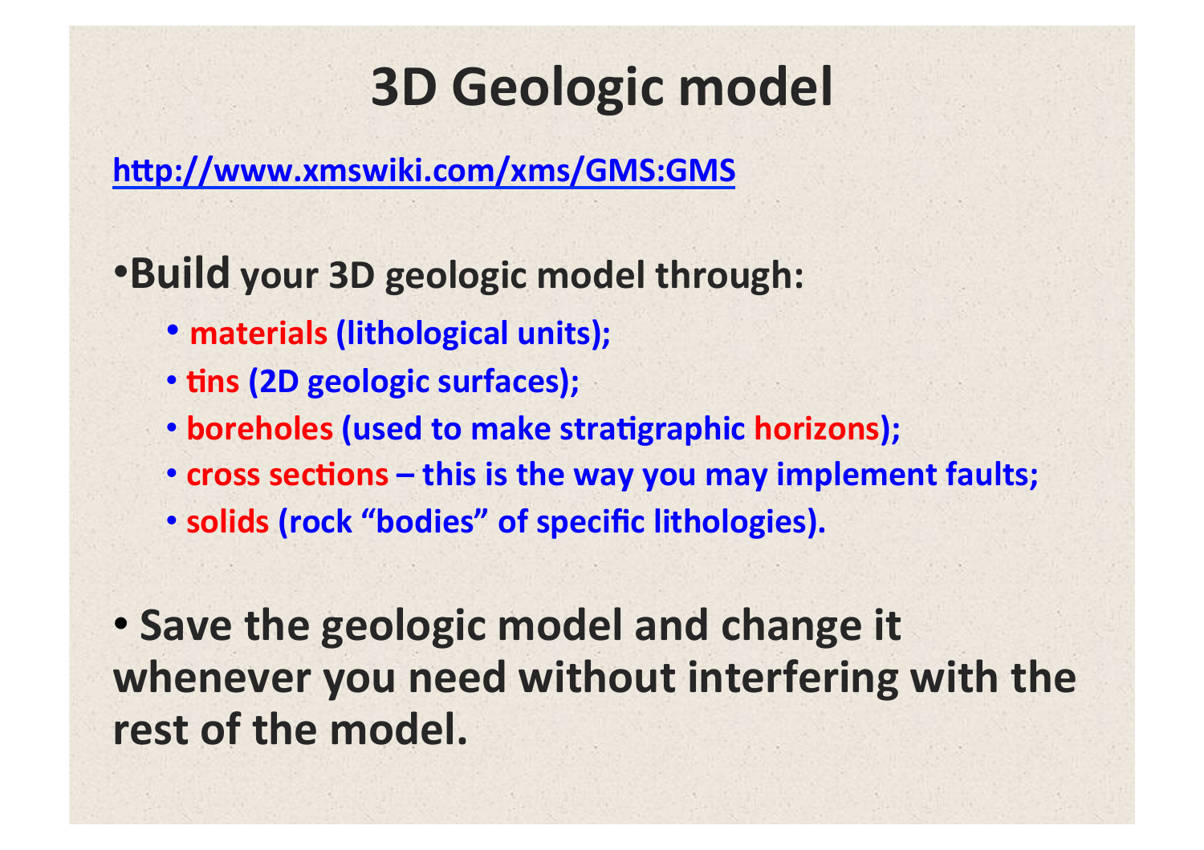# 3D Geologic model

[http://www.xmswiki.com/xms/GMS:GMS](http://www.xmswiki.com/xms/GMS:GMS)

- **Build your 3D geologic model through:**
  - **materials (lithological units);**
  - **tins (2D geologic surfaces);**
  - **boreholes (used to make stratigraphic horizons);**
  - **cross sections – this is the way you may implement faults;**
  - **solids (rock "bodies" of specific lithologies).**

- **Save the geologic model and change it whenever you need without interfering with the rest of the model.**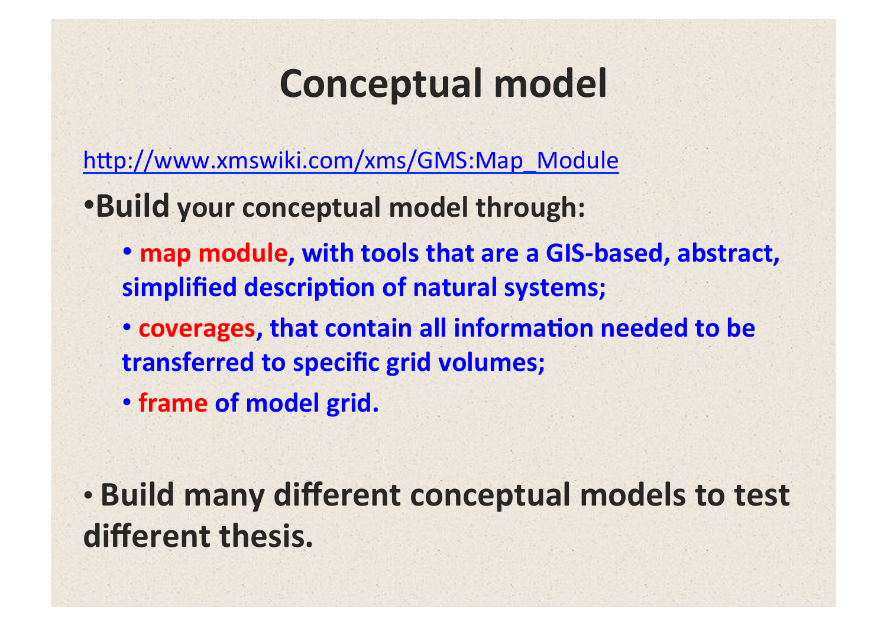# Conceptual model

http://www.xmswiki.com/xms/GMS:Map_Module

- **Build your conceptual model through:**
  - **map module, with tools that are a GIS-based, abstract, simplified description of natural systems;**
  - **coverages, that contain all information needed to be transferred to specific grid volumes;**
  - **frame of model grid.**

- **Build many different conceptual models to test different thesis.**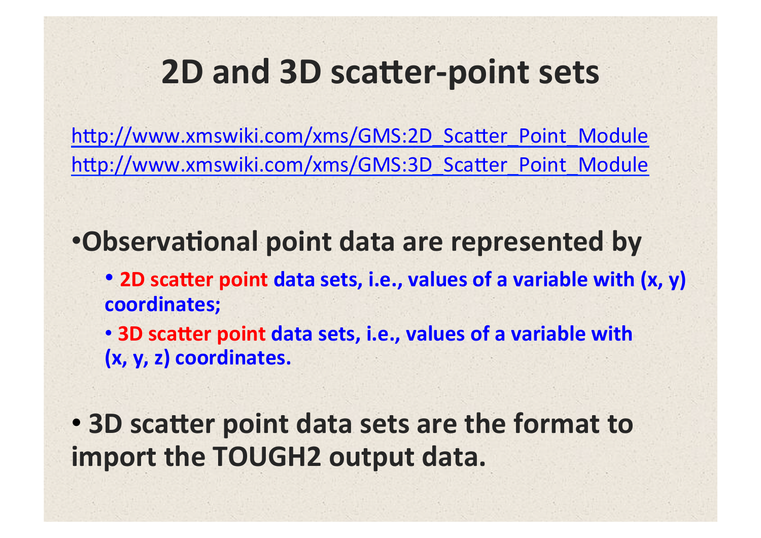# 2D and 3D scatter-point sets

http://www.xmswiki.com/xms/GMS:2D_Scatter_Point_Module
http://www.xmswiki.com/xms/GMS:3D_Scatter_Point_Module

- **Observational point data are represented by**
  - **2D scatter point data sets, i.e., values of a variable with (x, y) coordinates;**
  - **3D scatter point data sets, i.e., values of a variable with (x, y, z) coordinates.**

- **3D scatter point data sets are the format to import the TOUGH2 output data.**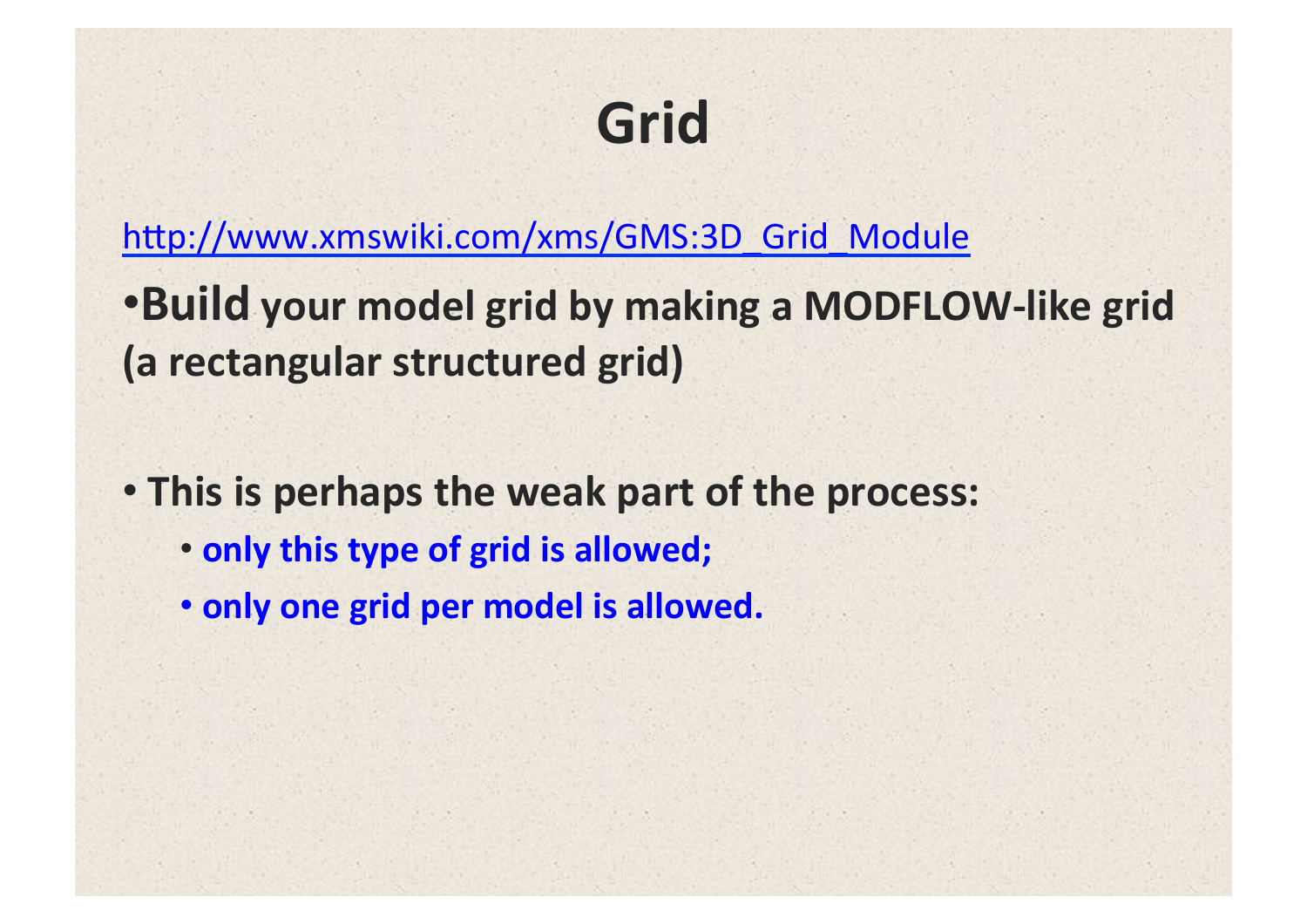# Grid

http://www.xmswiki.com/xms/GMS:3D_Grid_Module

- **Build your model grid by making a MODFLOW-like grid (a rectangular structured grid)**

- **This is perhaps the weak part of the process:**
  - **only this type of grid is allowed;**
  - **only one grid per model is allowed.**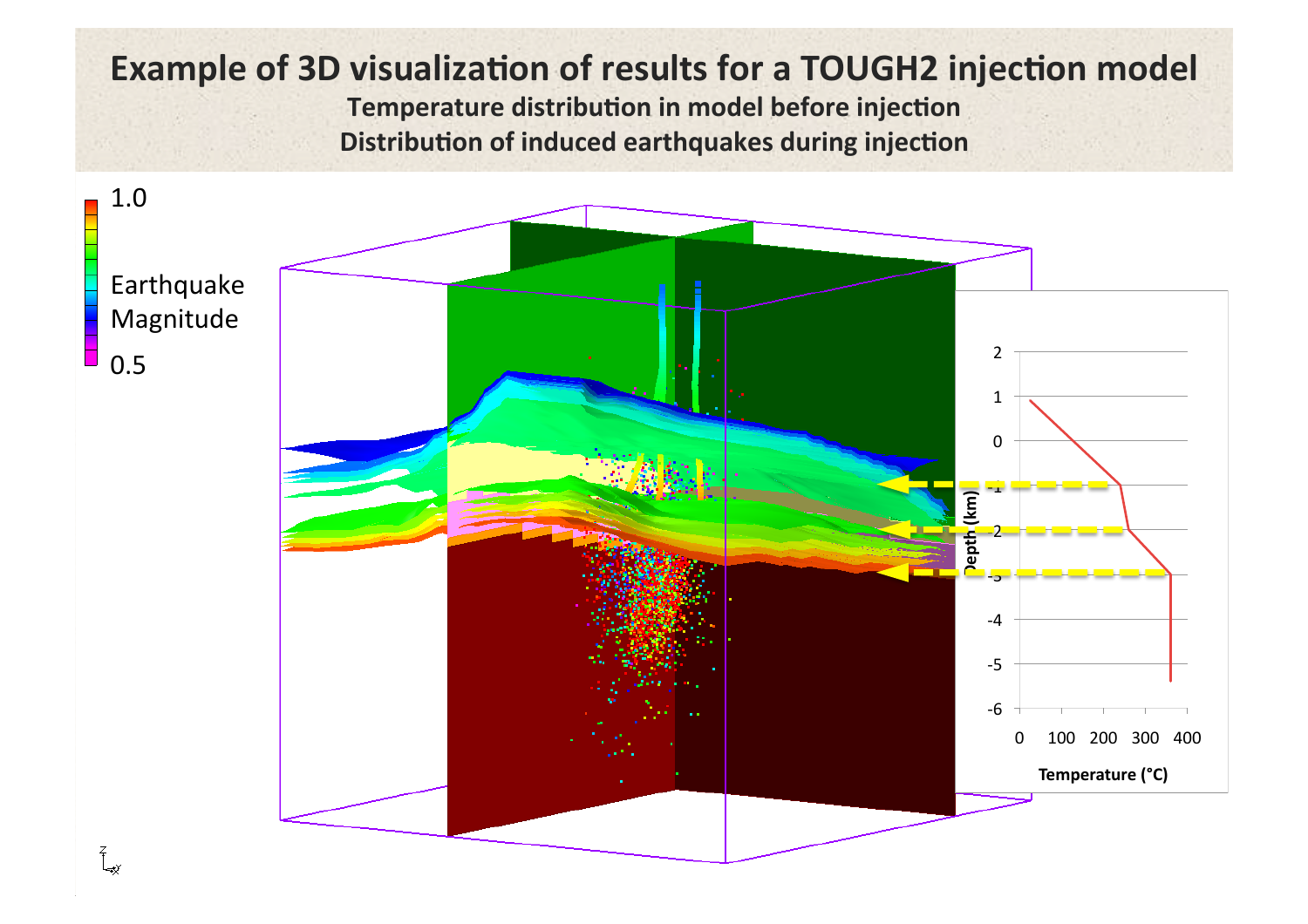# Example of 3D visualization of results for a TOUGH2 injection model

**Temperature distribution in model before injection**

**Distribution of induced earthquakes during injection**

1.0

Earthquake Magnitude

0.5

2
1
0
-1
-2
-3
-4
-5
-6

Depth (km)

0 100 200 300 400

Temperature (°C)